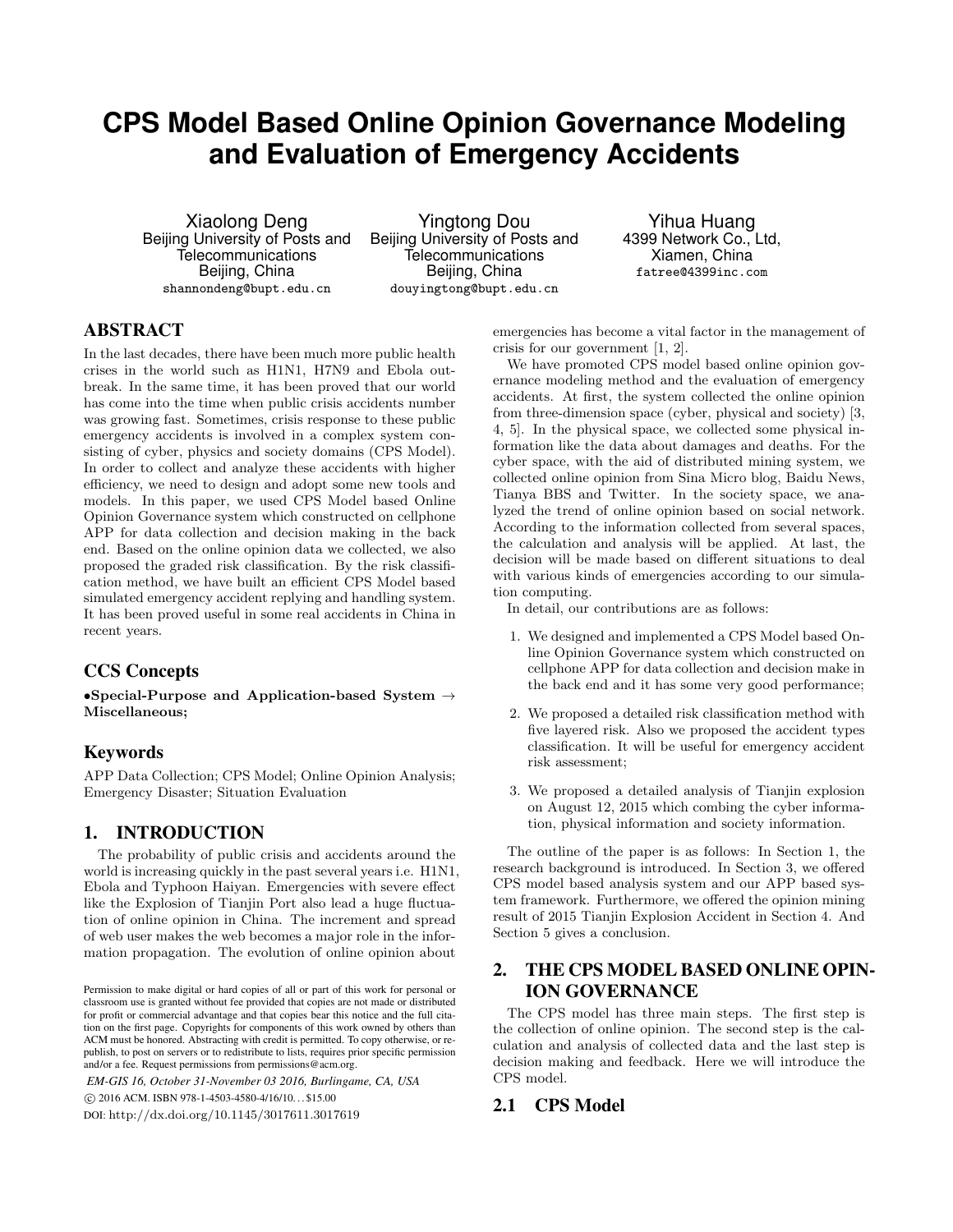# CPS Model Based Online Opinion Governance Modeling and Evaluation of Emergency Accidents

Xiaolong Deng
Beijing University of Posts and Telecommunications
Beijing, China
shannondeng@bupt.edu.cn

Yingtong Dou
Beijing University of Posts and Telecommunications
Beijing, China
douyingtong@bupt.edu.cn

Yihua Huang
4399 Network Co., Ltd,
Xiamen, China
fatree@4399inc.com

## ABSTRACT

In the last decades, there have been much more public health crises in the world such as H1N1, H7N9 and Ebola outbreak. In the same time, it has been proved that our world has come into the time when public crisis accidents number was growing fast. Sometimes, crisis response to these public emergency accidents is involved in a complex system consisting of cyber, physics and society domains (CPS Model). In order to collect and analyze these accidents with higher efficiency, we need to design and adopt some new tools and models. In this paper, we used CPS Model based Online Opinion Governance system which constructed on cellphone APP for data collection and decision making in the back end. Based on the online opinion data we collected, we also proposed the graded risk classification. By the risk classification method, we have built an efficient CPS Model based simulated emergency accident replying and handling system. It has been proved useful in some real accidents in China in recent years.

## CCS Concepts

•**Special-Purpose and Application-based System → Miscellaneous;**

## Keywords

APP Data Collection; CPS Model; Online Opinion Analysis; Emergency Disaster; Situation Evaluation

## 1. INTRODUCTION

The probability of public crisis and accidents around the world is increasing quickly in the past several years i.e. H1N1, Ebola and Typhoon Haiyan. Emergencies with severe effect like the Explosion of Tianjin Port also lead a huge fluctuation of online opinion in China. The increment and spread of web user makes the web becomes a major role in the information propagation. The evolution of online opinion about emergencies has become a vital factor in the management of crisis for our government [1, 2].

We have promoted CPS model based online opinion governance modeling method and the evaluation of emergency accidents. At first, the system collected the online opinion from three-dimension space (cyber, physical and society) [3, 4, 5]. In the physical space, we collected some physical information like the data about damages and deaths. For the cyber space, with the aid of distributed mining system, we collected online opinion from Sina Micro blog, Baidu News, Tianya BBS and Twitter. In the society space, we analyzed the trend of online opinion based on social network. According to the information collected from several spaces, the calculation and analysis will be applied. At last, the decision will be made based on different situations to deal with various kinds of emergencies according to our simulation computing.

In detail, our contributions are as follows:

1. We designed and implemented a CPS Model based Online Opinion Governance system which constructed on cellphone APP for data collection and decision make in the back end and it has some very good performance;
2. We proposed a detailed risk classification method with five layered risk. Also we proposed the accident types classification. It will be useful for emergency accident risk assessment;
3. We proposed a detailed analysis of Tianjin explosion on August 12, 2015 which combing the cyber information, physical information and society information.

The outline of the paper is as follows: In Section 1, the research background is introduced. In Section 3, we offered CPS model based analysis system and our APP based system framework. Furthermore, we offered the opinion mining result of 2015 Tianjin Explosion Accident in Section 4. And Section 5 gives a conclusion.

Permission to make digital or hard copies of all or part of this work for personal or classroom use is granted without fee provided that copies are not made or distributed for profit or commercial advantage and that copies bear this notice and the full citation on the first page. Copyrights for components of this work owned by others than ACM must be honored. Abstracting with credit is permitted. To copy otherwise, or republish, to post on servers or to redistribute to lists, requires prior specific permission and/or a fee. Request permissions from permissions@acm.org.

*EM-GIS 16, October 31-November 03 2016, Burlingame, CA, USA*
© 2016 ACM. ISBN 978-1-4503-4580-4/16/10…$15.00
DOI: http://dx.doi.org/10.1145/3017611.3017619

## 2. THE CPS MODEL BASED ONLINE OPINION GOVERNANCE

The CPS model has three main steps. The first step is the collection of online opinion. The second step is the calculation and analysis of collected data and the last step is decision making and feedback. Here we will introduce the CPS model.

### 2.1 CPS Model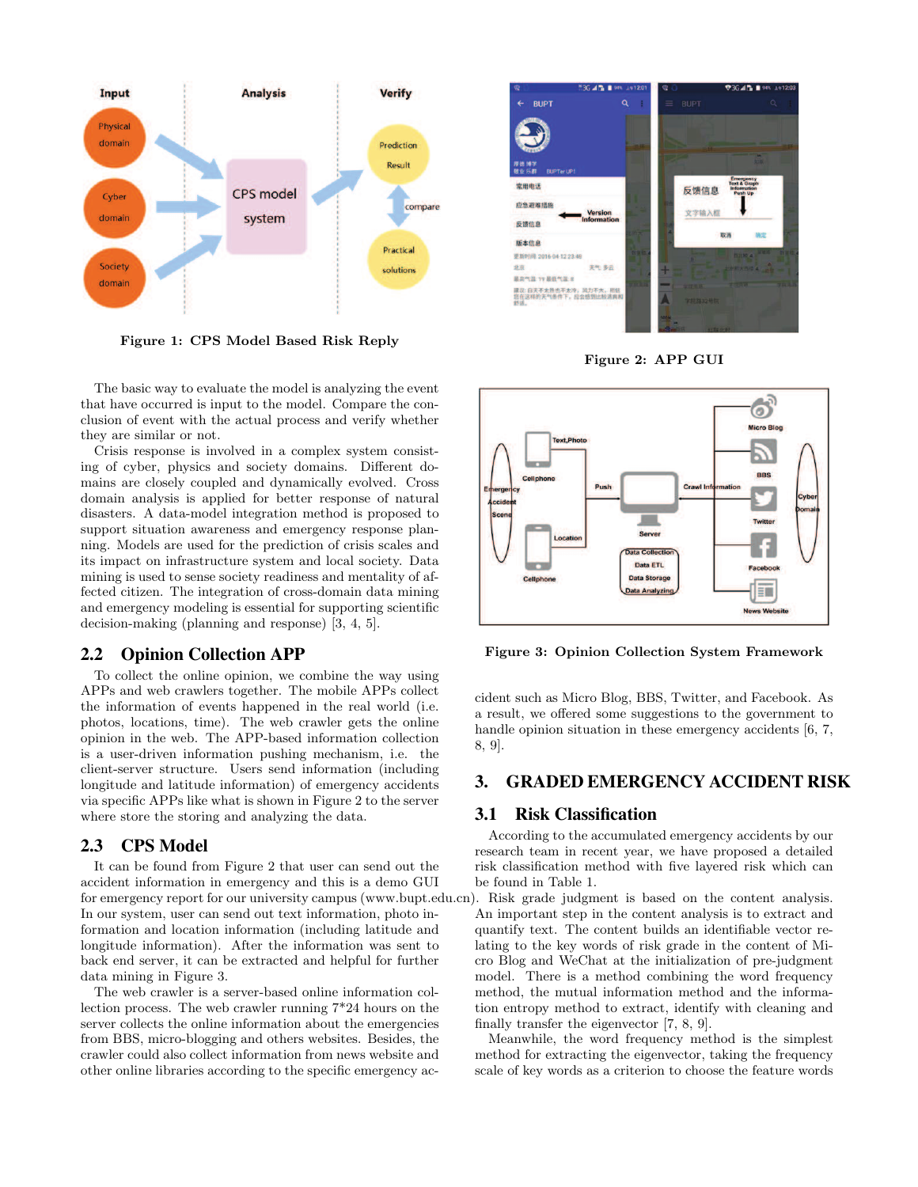Figure 1: CPS Model Based Risk Reply

The basic way to evaluate the model is analyzing the event that have occurred is input to the model. Compare the conclusion of event with the actual process and verify whether they are similar or not.

Crisis response is involved in a complex system consisting of cyber, physics and society domains. Different domains are closely coupled and dynamically evolved. Cross domain analysis is applied for better response of natural disasters. A data-model integration method is proposed to support situation awareness and emergency response planning. Models are used for the prediction of crisis scales and its impact on infrastructure system and local society. Data mining is used to sense society readiness and mentality of affected citizen. The integration of cross-domain data mining and emergency modeling is essential for supporting scientific decision-making (planning and response) [3, 4, 5].

## 2.2 Opinion Collection APP

To collect the online opinion, we combine the way using APPs and web crawlers together. The mobile APPs collect the information of events happened in the real world (i.e. photos, locations, time). The web crawler gets the online opinion in the web. The APP-based information collection is a user-driven information pushing mechanism, i.e. the client-server structure. Users send information (including longitude and latitude information) of emergency accidents via specific APPs like what is shown in Figure 2 to the server where store the storing and analyzing the data.

## 2.3 CPS Model

It can be found from Figure 2 that user can send out the accident information in emergency and this is a demo GUI for emergency report for our university campus (www.bupt.edu.cn). In our system, user can send out text information, photo information and location information (including latitude and longitude information). After the information was sent to back end server, it can be extracted and helpful for further data mining in Figure 3.

The web crawler is a server-based online information collection process. The web crawler running 7*24 hours on the server collects the online information about the emergencies from BBS, micro-blogging and others websites. Besides, the crawler could also collect information from news website and other online libraries according to the specific emergency accident such as Micro Blog, BBS, Twitter, and Facebook. As a result, we offered some suggestions to the government to handle opinion situation in these emergency accidents [6, 7, 8, 9].

Figure 2: APP GUI

Figure 3: Opinion Collection System Framework

# 3. GRADED EMERGENCY ACCIDENT RISK

## 3.1 Risk Classification

According to the accumulated emergency accidents by our research team in recent year, we have proposed a detailed risk classification method with five layered risk which can be found in Table 1.

Risk grade judgment is based on the content analysis. An important step in the content analysis is to extract and quantify text. The content builds an identifiable vector relating to the key words of risk grade in the content of Micro Blog and WeChat at the initialization of pre-judgment model. There is a method combining the word frequency method, the mutual information method and the information entropy method to extract, identify with cleaning and finally transfer the eigenvector [7, 8, 9].

Meanwhile, the word frequency method is the simplest method for extracting the eigenvector, taking the frequency scale of key words as a criterion to choose the feature words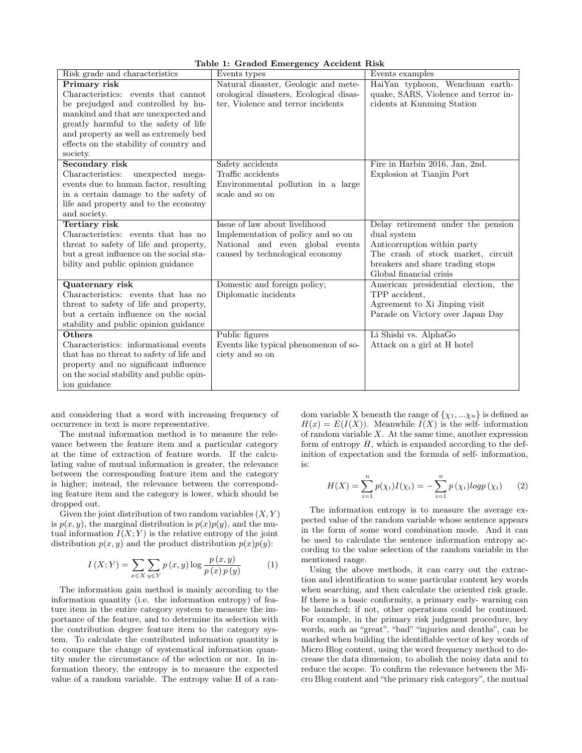**Table 1: Graded Emergency Accident Risk**

| Risk grade and characteristics | Events types | Events examples |
|---|---|---|
| **Primary risk** Characteristics: events that cannot be prejudged and controlled by humankind and that are unexpected and greatly harmful to the safety of life and property as well as extremely bed effects on the stability of country and society. | Natural disaster, Geologic and meteorological disasters, Ecological disaster, Violence and terror incidents | HaiYan typhoon, Wenchuan earthquake, SARS, Violence and terror incidents at Kunming Station |
| **Secondary risk** Characteristics: unexpected mega-events due to human factor, resulting in a certain damage to the safety of life and property and to the economy and society. | Safety accidents Traffic accidents Environmental pollution in a large scale and so on | Fire in Harbin 2016, Jan, 2nd. Explosion at Tianjin Port |
| **Tertiary risk** Characteristics: events that has no threat to safety of life and property, but a great influence on the social stability and public opinion guidance | Issue of law about livelihood Implementation of policy and so on National and even global events caused by technological economy | Delay retirement under the pension dual system Anticorruption within party The crash of stock market, circuit breakers and share trading stops Global financial crisis |
| **Quaternary risk** Characteristics: events that has no threat to safety of life and property, but a certain influence on the social stability and public opinion guidance | Domestic and foreign policy; Diplomatic incidents | American presidential election, the TPP accident, Agreement to Xi Jinping visit Parade on Victory over Japan Day |
| **Others** Characteristics: informational events that has no threat to safety of life and property and no significant influence on the social stability and public opinion guidance | Public figures Events like typical phenomenon of society and so on | Li Shishi vs. AlphaGo Attack on a girl at H hotel |

and considering that a word with increasing frequency of occurrence in text is more representative.

The mutual information method is to measure the relevance between the feature item and a particular category at the time of extraction of feature words. If the calculating value of mutual information is greater, the relevance between the corresponding feature item and the category is higher; instead, the relevance between the corresponding feature item and the category is lower, which should be dropped out.

Given the joint distribution of two random variables $(X, Y)$ is $p(x, y)$, the marginal distribution is $p(x)p(y)$, and the mutual information $I(X; Y)$ is the relative entropy of the joint distribution $p(x, y)$ and the product distribution $p(x)p(y)$:

$$I\left(X;Y\right)=\sum_{x\in X}\sum_{y\in Y}p\left(x,y\right)\log\frac{p\left(x,y\right)}{p\left(x\right)p\left(y\right)} \tag{1}$$

The information gain method is mainly according to the information quantity (i.e. the information entropy) of feature item in the entire category system to measure the importance of the feature, and to determine its selection with the contribution degree feature item to the category system. To calculate the contributed information quantity is to compare the change of systematical information quantity under the circumstance of the selection or nor. In information theory, the entropy is to measure the expected value of a random variable. The entropy value H of a random variable X beneath the range of $\{\chi_1, ...\chi_n\}$ is defined as $H(x) = E(I(X))$. Meanwhile $I(X)$ is the self- information of random variable $X$. At the same time, another expression form of entropy $H$, which is expanded according to the definition of expectation and the formula of self- information, is:

$$H(X)=\sum_{i=1}^{n}p(\chi_i)I(\chi_i)=-\sum_{i=1}^{n}p\left(\chi_i\right)logp\left(\chi_i\right) \tag{2}$$

The information entropy is to measure the average expected value of the random variable whose sentence appears in the form of some word combination mode. And it can be used to calculate the sentence information entropy according to the value selection of the random variable in the mentioned range.

Using the above methods, it can carry out the extraction and identification to some particular content key words when searching, and then calculate the oriented risk grade. If there is a basic conformity, a primary early- warning can be launched; if not, other operations could be continued. For example, in the primary risk judgment procedure, key words, such as "great", "bad" "injuries and deaths", can be marked when building the identifiable vector of key words of Micro Blog content, using the word frequency method to decrease the data dimension, to abolish the noisy data and to reduce the scope. To confirm the relevance between the Micro Blog content and "the primary risk category", the mutual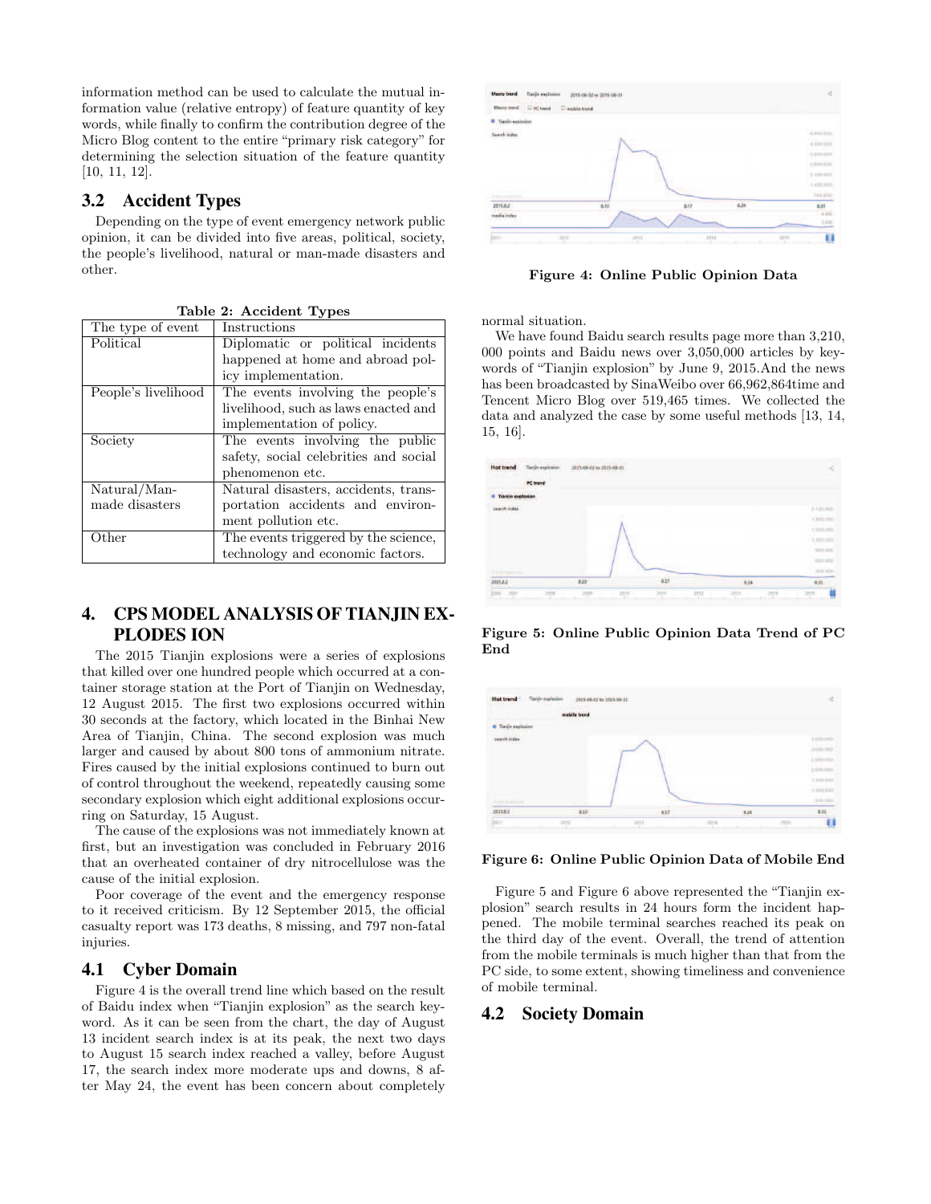information method can be used to calculate the mutual information value (relative entropy) of feature quantity of key words, while finally to confirm the contribution degree of the Micro Blog content to the entire "primary risk category" for determining the selection situation of the feature quantity [10, 11, 12].

## 3.2 Accident Types

Depending on the type of event emergency network public opinion, it can be divided into five areas, political, society, the people's livelihood, natural or man-made disasters and other.

**Table 2: Accident Types**

| The type of event | Instructions |
|---|---|
| Political | Diplomatic or political incidents happened at home and abroad policy implementation. |
| People's livelihood | The events involving the people's livelihood, such as laws enacted and implementation of policy. |
| Society | The events involving the public safety, social celebrities and social phenomenon etc. |
| Natural/Man-made disasters | Natural disasters, accidents, transportation accidents and environment pollution etc. |
| Other | The events triggered by the science, technology and economic factors. |

# 4. CPS MODEL ANALYSIS OF TIANJIN EXPLODES ION

The 2015 Tianjin explosions were a series of explosions that killed over one hundred people which occurred at a container storage station at the Port of Tianjin on Wednesday, 12 August 2015. The first two explosions occurred within 30 seconds at the factory, which located in the Binhai New Area of Tianjin, China. The second explosion was much larger and caused by about 800 tons of ammonium nitrate. Fires caused by the initial explosions continued to burn out of control throughout the weekend, repeatedly causing some secondary explosion which eight additional explosions occurring on Saturday, 15 August.

The cause of the explosions was not immediately known at first, but an investigation was concluded in February 2016 that an overheated container of dry nitrocellulose was the cause of the initial explosion.

Poor coverage of the event and the emergency response to it received criticism. By 12 September 2015, the official casualty report was 173 deaths, 8 missing, and 797 non-fatal injuries.

## 4.1 Cyber Domain

Figure 4 is the overall trend line which based on the result of Baidu index when "Tianjin explosion" as the search keyword. As it can be seen from the chart, the day of August 13 incident search index is at its peak, the next two days to August 15 search index reached a valley, before August 17, the search index more moderate ups and downs, 8 after May 24, the event has been concern about completely normal situation.

**Figure 4: Online Public Opinion Data**

We have found Baidu search results page more than 3,210, 000 points and Baidu news over 3,050,000 articles by keywords of "Tianjin explosion" by June 9, 2015.And the news has been broadcasted by SinaWeibo over 66,962,864time and Tencent Micro Blog over 519,465 times. We collected the data and analyzed the case by some useful methods [13, 14, 15, 16].

**Figure 5: Online Public Opinion Data Trend of PC End**

**Figure 6: Online Public Opinion Data of Mobile End**

Figure 5 and Figure 6 above represented the "Tianjin explosion" search results in 24 hours form the incident happened. The mobile terminal searches reached its peak on the third day of the event. Overall, the trend of attention from the mobile terminals is much higher than that from the PC side, to some extent, showing timeliness and convenience of mobile terminal.

## 4.2 Society Domain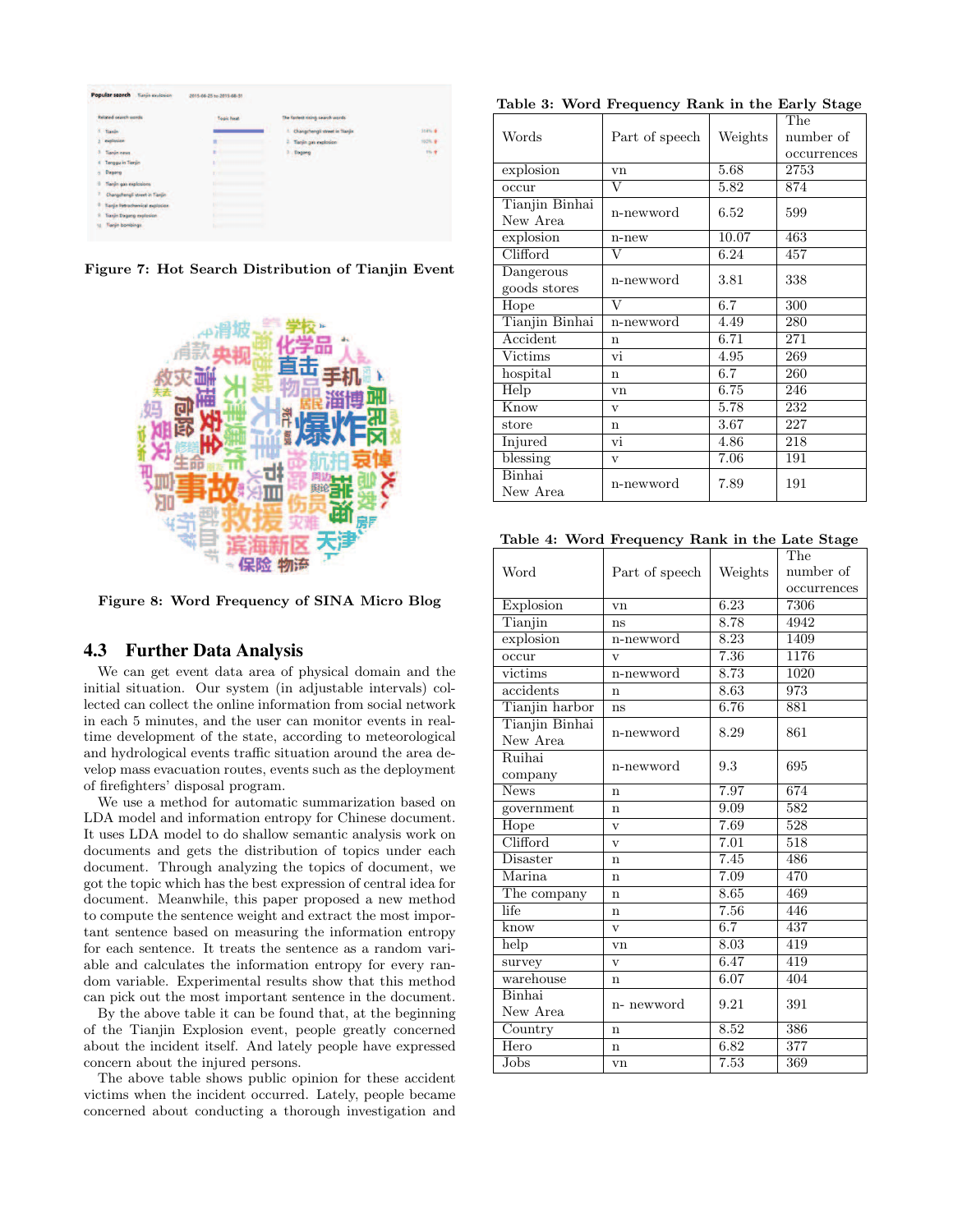Figure 7: Hot Search Distribution of Tianjin Event

Figure 8: Word Frequency of SINA Micro Blog

### 4.3 Further Data Analysis

We can get event data area of physical domain and the initial situation. Our system (in adjustable intervals) collected can collect the online information from social network in each 5 minutes, and the user can monitor events in real-time development of the state, according to meteorological and hydrological events traffic situation around the area develop mass evacuation routes, events such as the deployment of firefighters' disposal program.

We use a method for automatic summarization based on LDA model and information entropy for Chinese document. It uses LDA model to do shallow semantic analysis work on documents and gets the distribution of topics under each document. Through analyzing the topics of document, we got the topic which has the best expression of central idea for document. Meanwhile, this paper proposed a new method to compute the sentence weight and extract the most important sentence based on measuring the information entropy for each sentence. It treats the sentence as a random variable and calculates the information entropy for every random variable. Experimental results show that this method can pick out the most important sentence in the document.

By the above table it can be found that, at the beginning of the Tianjin Explosion event, people greatly concerned about the incident itself. And lately people have expressed concern about the injured persons.

The above table shows public opinion for these accident victims when the incident occurred. Lately, people became concerned about conducting a thorough investigation and

**Table 3: Word Frequency Rank in the Early Stage**

| Words | Part of speech | Weights | The number of occurrences |
|---|---|---|---|
| explosion | vn | 5.68 | 2753 |
| occur | V | 5.82 | 874 |
| Tianjin Binhai New Area | n-newword | 6.52 | 599 |
| explosion | n-new | 10.07 | 463 |
| Clifford | V | 6.24 | 457 |
| Dangerous goods stores | n-newword | 3.81 | 338 |
| Hope | V | 6.7 | 300 |
| Tianjin Binhai | n-newword | 4.49 | 280 |
| Accident | n | 6.71 | 271 |
| Victims | vi | 4.95 | 269 |
| hospital | n | 6.7 | 260 |
| Help | vn | 6.75 | 246 |
| Know | v | 5.78 | 232 |
| store | n | 3.67 | 227 |
| Injured | vi | 4.86 | 218 |
| blessing | v | 7.06 | 191 |
| Binhai New Area | n-newword | 7.89 | 191 |

**Table 4: Word Frequency Rank in the Late Stage**

| Word | Part of speech | Weights | The number of occurrences |
|---|---|---|---|
| Explosion | vn | 6.23 | 7306 |
| Tianjin | ns | 8.78 | 4942 |
| explosion | n-newword | 8.23 | 1409 |
| occur | v | 7.36 | 1176 |
| victims | n-newword | 8.73 | 1020 |
| accidents | n | 8.63 | 973 |
| Tianjin harbor | ns | 6.76 | 881 |
| Tianjin Binhai New Area | n-newword | 8.29 | 861 |
| Ruihai company | n-newword | 9.3 | 695 |
| News | n | 7.97 | 674 |
| government | n | 9.09 | 582 |
| Hope | v | 7.69 | 528 |
| Clifford | v | 7.01 | 518 |
| Disaster | n | 7.45 | 486 |
| Marina | n | 7.09 | 470 |
| The company | n | 8.65 | 469 |
| life | n | 7.56 | 446 |
| know | v | 6.7 | 437 |
| help | vn | 8.03 | 419 |
| survey | v | 6.47 | 419 |
| warehouse | n | 6.07 | 404 |
| Binhai New Area | n- newword | 9.21 | 391 |
| Country | n | 8.52 | 386 |
| Hero | n | 6.82 | 377 |
| Jobs | vn | 7.53 | 369 |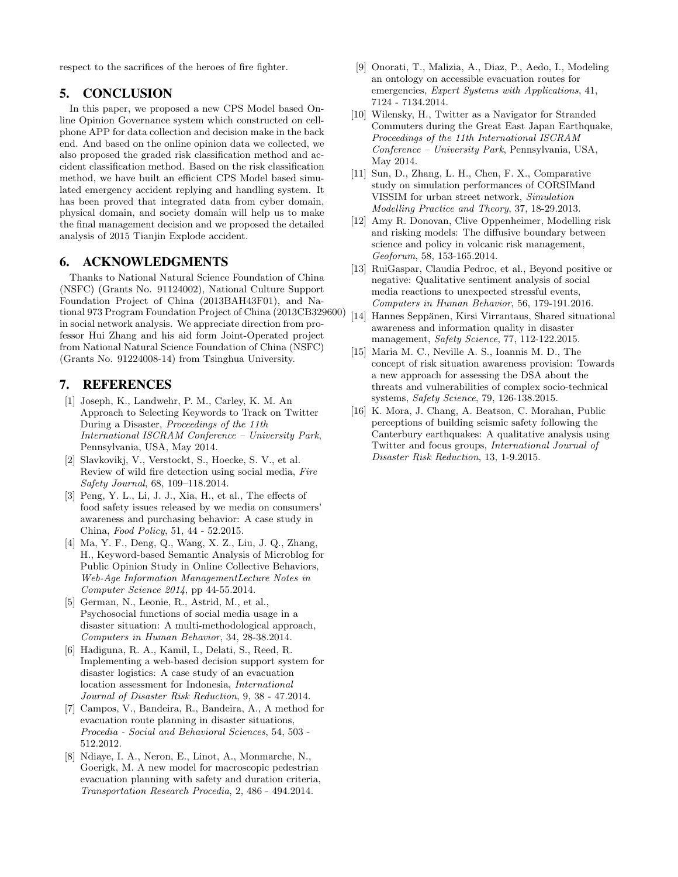respect to the sacrifices of the heroes of fire fighter.

## 5. CONCLUSION

In this paper, we proposed a new CPS Model based Online Opinion Governance system which constructed on cellphone APP for data collection and decision make in the back end. And based on the online opinion data we collected, we also proposed the graded risk classification method and accident classification method. Based on the risk classification method, we have built an efficient CPS Model based simulated emergency accident replying and handling system. It has been proved that integrated data from cyber domain, physical domain, and society domain will help us to make the final management decision and we proposed the detailed analysis of 2015 Tianjin Explode accident.

## 6. ACKNOWLEDGMENTS

Thanks to National Natural Science Foundation of China (NSFC) (Grants No. 91124002), National Culture Support Foundation Project of China (2013BAH43F01), and National 973 Program Foundation Project of China (2013CB329600) in social network analysis. We appreciate direction from professor Hui Zhang and his aid form Joint-Operated project from National Natural Science Foundation of China (NSFC) (Grants No. 91224008-14) from Tsinghua University.

## 7. REFERENCES

[1] Joseph, K., Landwehr, P. M., Carley, K. M. An Approach to Selecting Keywords to Track on Twitter During a Disaster, *Proceedings of the 11th International ISCRAM Conference – University Park*, Pennsylvania, USA, May 2014.

[2] Slavkovikj, V., Verstockt, S., Hoecke, S. V., et al. Review of wild fire detection using social media, *Fire Safety Journal*, 68, 109–118.2014.

[3] Peng, Y. L., Li, J. J., Xia, H., et al., The effects of food safety issues released by we media on consumers' awareness and purchasing behavior: A case study in China, *Food Policy*, 51, 44 - 52.2015.

[4] Ma, Y. F., Deng, Q., Wang, X. Z., Liu, J. Q., Zhang, H., Keyword-based Semantic Analysis of Microblog for Public Opinion Study in Online Collective Behaviors, *Web-Age Information ManagementLecture Notes in Computer Science 2014*, pp 44-55.2014.

[5] German, N., Leonie, R., Astrid, M., et al., Psychosocial functions of social media usage in a disaster situation: A multi-methodological approach, *Computers in Human Behavior*, 34, 28-38.2014.

[6] Hadiguna, R. A., Kamil, I., Delati, S., Reed, R. Implementing a web-based decision support system for disaster logistics: A case study of an evacuation location assessment for Indonesia, *International Journal of Disaster Risk Reduction*, 9, 38 - 47.2014.

[7] Campos, V., Bandeira, R., Bandeira, A., A method for evacuation route planning in disaster situations, *Procedia - Social and Behavioral Sciences*, 54, 503 - 512.2012.

[8] Ndiaye, I. A., Neron, E., Linot, A., Monmarche, N., Goerigk, M. A new model for macroscopic pedestrian evacuation planning with safety and duration criteria, *Transportation Research Procedia*, 2, 486 - 494.2014.

[9] Onorati, T., Malizia, A., Diaz, P., Aedo, I., Modeling an ontology on accessible evacuation routes for emergencies, *Expert Systems with Applications*, 41, 7124 - 7134.2014.

[10] Wilensky, H., Twitter as a Navigator for Stranded Commuters during the Great East Japan Earthquake, *Proceedings of the 11th International ISCRAM Conference – University Park*, Pennsylvania, USA, May 2014.

[11] Sun, D., Zhang, L. H., Chen, F. X., Comparative study on simulation performances of CORSIMand VISSIM for urban street network, *Simulation Modelling Practice and Theory*, 37, 18-29.2013.

[12] Amy R. Donovan, Clive Oppenheimer, Modelling risk and risking models: The diffusive boundary between science and policy in volcanic risk management, *Geoforum*, 58, 153-165.2014.

[13] RuiGaspar, Claudia Pedroc, et al., Beyond positive or negative: Qualitative sentiment analysis of social media reactions to unexpected stressful events, *Computers in Human Behavior*, 56, 179-191.2016.

[14] Hannes Seppänen, Kirsi Virrantaus, Shared situational awareness and information quality in disaster management, *Safety Science*, 77, 112-122.2015.

[15] Maria M. C., Neville A. S., Ioannis M. D., The concept of risk situation awareness provision: Towards a new approach for assessing the DSA about the threats and vulnerabilities of complex socio-technical systems, *Safety Science*, 79, 126-138.2015.

[16] K. Mora, J. Chang, A. Beatson, C. Morahan, Public perceptions of building seismic safety following the Canterbury earthquakes: A qualitative analysis using Twitter and focus groups, *International Journal of Disaster Risk Reduction*, 13, 1-9.2015.